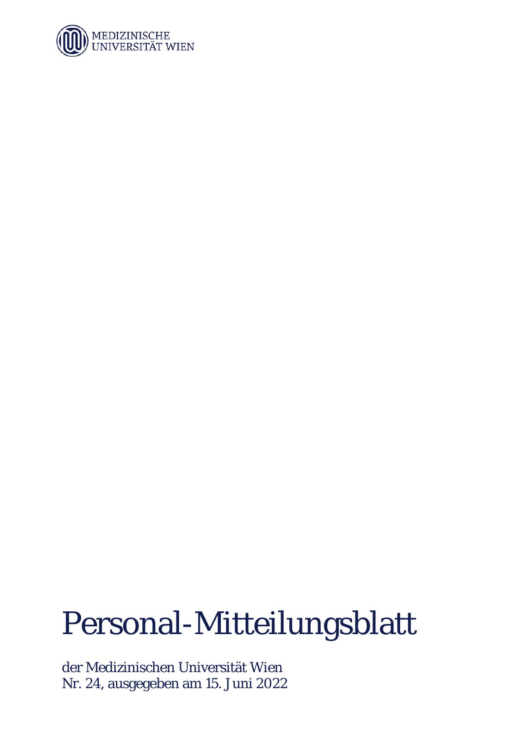MEDIZINISCHE UNIVERSITÄT WIEN

# Personal-Mitteilungsblatt

der Medizinischen Universität Wien
Nr. 24, ausgegeben am 15. Juni 2022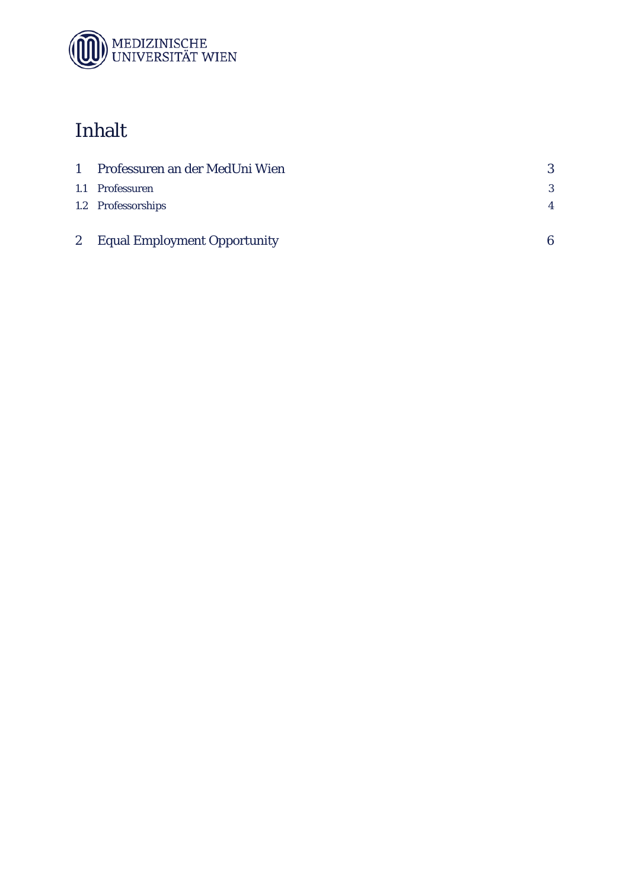# Inhalt

| | | |
|---|---|---|
| 1 | Professuren an der MedUni Wien | 3 |
| 1.1 | Professuren | 3 |
| 1.2 | Professorships | 4 |
| 2 | Equal Employment Opportunity | 6 |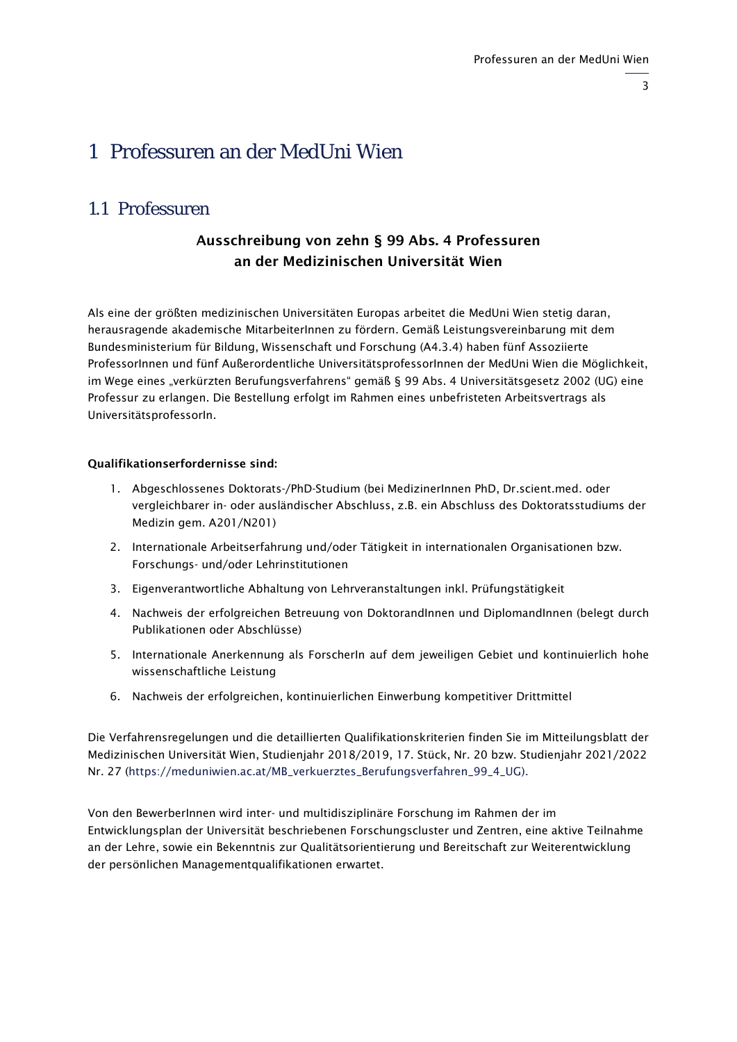# 1 Professuren an der MedUni Wien

## 1.1 Professuren

### Ausschreibung von zehn § 99 Abs. 4 Professuren an der Medizinischen Universität Wien

Als eine der größten medizinischen Universitäten Europas arbeitet die MedUni Wien stetig daran, herausragende akademische MitarbeiterInnen zu fördern. Gemäß Leistungsvereinbarung mit dem Bundesministerium für Bildung, Wissenschaft und Forschung (A4.3.4) haben fünf Assoziierte ProfessorInnen und fünf Außerordentliche UniversitätsprofessorInnen der MedUni Wien die Möglichkeit, im Wege eines „verkürzten Berufungsverfahrens" gemäß § 99 Abs. 4 Universitätsgesetz 2002 (UG) eine Professur zu erlangen. Die Bestellung erfolgt im Rahmen eines unbefristeten Arbeitsvertrags als UniversitätsprofessorIn.

**Qualifikationserfordernisse sind:**

1. Abgeschlossenes Doktorats-/PhD-Studium (bei MedizinerInnen PhD, Dr.scient.med. oder vergleichbarer in- oder ausländischer Abschluss, z.B. ein Abschluss des Doktoratsstudiums der Medizin gem. A201/N201)
2. Internationale Arbeitserfahrung und/oder Tätigkeit in internationalen Organisationen bzw. Forschungs- und/oder Lehrinstitutionen
3. Eigenverantwortliche Abhaltung von Lehrveranstaltungen inkl. Prüfungstätigkeit
4. Nachweis der erfolgreichen Betreuung von DoktorandInnen und DiplomandInnen (belegt durch Publikationen oder Abschlüsse)
5. Internationale Anerkennung als ForscherIn auf dem jeweiligen Gebiet und kontinuierlich hohe wissenschaftliche Leistung
6. Nachweis der erfolgreichen, kontinuierlichen Einwerbung kompetitiver Drittmittel

Die Verfahrensregelungen und die detaillierten Qualifikationskriterien finden Sie im Mitteilungsblatt der Medizinischen Universität Wien, Studienjahr 2018/2019, 17. Stück, Nr. 20 bzw. Studienjahr 2021/2022 Nr. 27 (https://meduniwien.ac.at/MB_verkuerztes_Berufungsverfahren_99_4_UG).

Von den BewerberInnen wird inter- und multidisziplinäre Forschung im Rahmen der im Entwicklungsplan der Universität beschriebenen Forschungscluster und Zentren, eine aktive Teilnahme an der Lehre, sowie ein Bekenntnis zur Qualitätsorientierung und Bereitschaft zur Weiterentwicklung der persönlichen Managementqualifikationen erwartet.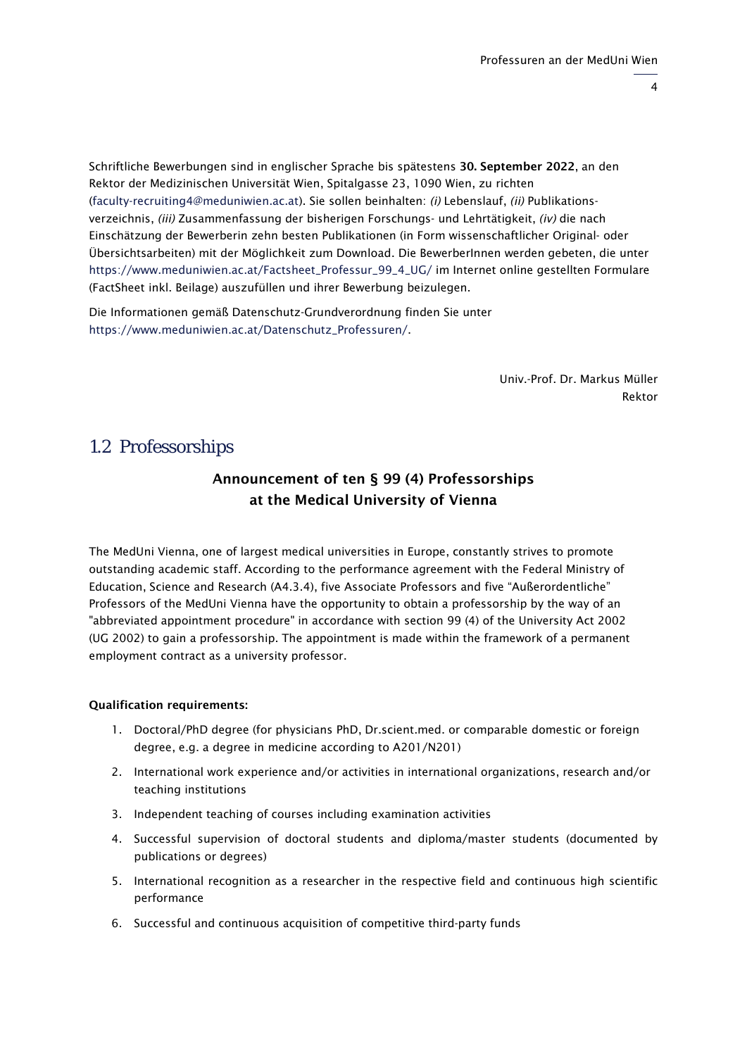Schriftliche Bewerbungen sind in englischer Sprache bis spätestens **30. September 2022**, an den Rektor der Medizinischen Universität Wien, Spitalgasse 23, 1090 Wien, zu richten (faculty-recruiting4@meduniwien.ac.at). Sie sollen beinhalten: *(i)* Lebenslauf, *(ii)* Publikationsverzeichnis, *(iii)* Zusammenfassung der bisherigen Forschungs- und Lehrtätigkeit, *(iv)* die nach Einschätzung der Bewerberin zehn besten Publikationen (in Form wissenschaftlicher Original- oder Übersichtsarbeiten) mit der Möglichkeit zum Download. Die BewerberInnen werden gebeten, die unter https://www.meduniwien.ac.at/Factsheet_Professur_99_4_UG/ im Internet online gestellten Formulare (FactSheet inkl. Beilage) auszufüllen und ihrer Bewerbung beizulegen.

Die Informationen gemäß Datenschutz-Grundverordnung finden Sie unter https://www.meduniwien.ac.at/Datenschutz_Professuren/.

Univ.-Prof. Dr. Markus Müller
Rektor

## 1.2 Professorships

### Announcement of ten § 99 (4) Professorships at the Medical University of Vienna

The MedUni Vienna, one of largest medical universities in Europe, constantly strives to promote outstanding academic staff. According to the performance agreement with the Federal Ministry of Education, Science and Research (A4.3.4), five Associate Professors and five "Außerordentliche" Professors of the MedUni Vienna have the opportunity to obtain a professorship by the way of an "abbreviated appointment procedure" in accordance with section 99 (4) of the University Act 2002 (UG 2002) to gain a professorship. The appointment is made within the framework of a permanent employment contract as a university professor.

**Qualification requirements:**

1. Doctoral/PhD degree (for physicians PhD, Dr.scient.med. or comparable domestic or foreign degree, e.g. a degree in medicine according to A201/N201)
2. International work experience and/or activities in international organizations, research and/or teaching institutions
3. Independent teaching of courses including examination activities
4. Successful supervision of doctoral students and diploma/master students (documented by publications or degrees)
5. International recognition as a researcher in the respective field and continuous high scientific performance
6. Successful and continuous acquisition of competitive third-party funds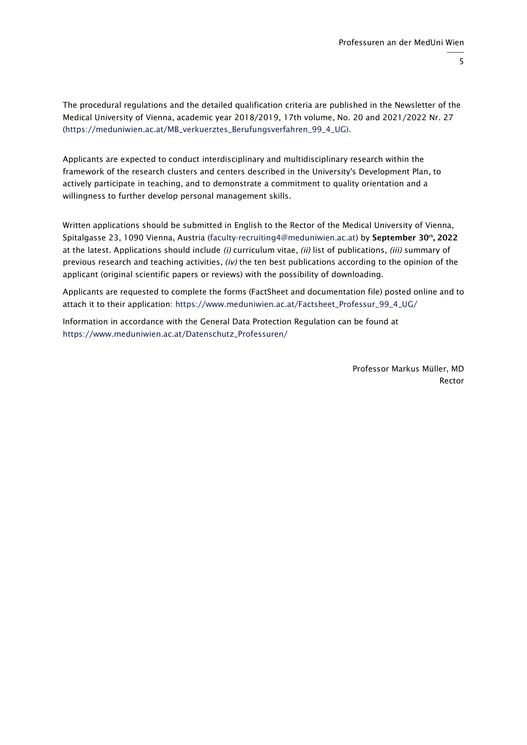The procedural regulations and the detailed qualification criteria are published in the Newsletter of the Medical University of Vienna, academic year 2018/2019, 17th volume, No. 20 and 2021/2022 Nr. 27 (https://meduniwien.ac.at/MB_verkuerztes_Berufungsverfahren_99_4_UG).

Applicants are expected to conduct interdisciplinary and multidisciplinary research within the framework of the research clusters and centers described in the University's Development Plan, to actively participate in teaching, and to demonstrate a commitment to quality orientation and a willingness to further develop personal management skills.

Written applications should be submitted in English to the Rector of the Medical University of Vienna, Spitalgasse 23, 1090 Vienna, Austria (faculty-recruiting4@meduniwien.ac.at) by **September 30th, 2022** at the latest. Applications should include *(i)* curriculum vitae, *(ii)* list of publications, *(iii)* summary of previous research and teaching activities, *(iv)* the ten best publications according to the opinion of the applicant (original scientific papers or reviews) with the possibility of downloading.

Applicants are requested to complete the forms (FactSheet and documentation file) posted online and to attach it to their application: https://www.meduniwien.ac.at/Factsheet_Professur_99_4_UG/

Information in accordance with the General Data Protection Regulation can be found at https://www.meduniwien.ac.at/Datenschutz_Professuren/

Professor Markus Müller, MD
Rector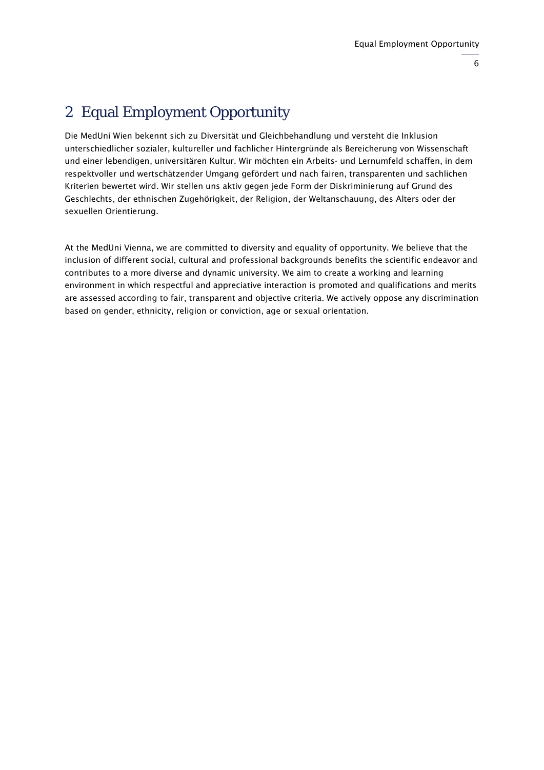# 2 Equal Employment Opportunity

Die MedUni Wien bekennt sich zu Diversität und Gleichbehandlung und versteht die Inklusion unterschiedlicher sozialer, kultureller und fachlicher Hintergründe als Bereicherung von Wissenschaft und einer lebendigen, universitären Kultur. Wir möchten ein Arbeits- und Lernumfeld schaffen, in dem respektvoller und wertschätzender Umgang gefördert und nach fairen, transparenten und sachlichen Kriterien bewertet wird. Wir stellen uns aktiv gegen jede Form der Diskriminierung auf Grund des Geschlechts, der ethnischen Zugehörigkeit, der Religion, der Weltanschauung, des Alters oder der sexuellen Orientierung.

At the MedUni Vienna, we are committed to diversity and equality of opportunity. We believe that the inclusion of different social, cultural and professional backgrounds benefits the scientific endeavor and contributes to a more diverse and dynamic university. We aim to create a working and learning environment in which respectful and appreciative interaction is promoted and qualifications and merits are assessed according to fair, transparent and objective criteria. We actively oppose any discrimination based on gender, ethnicity, religion or conviction, age or sexual orientation.